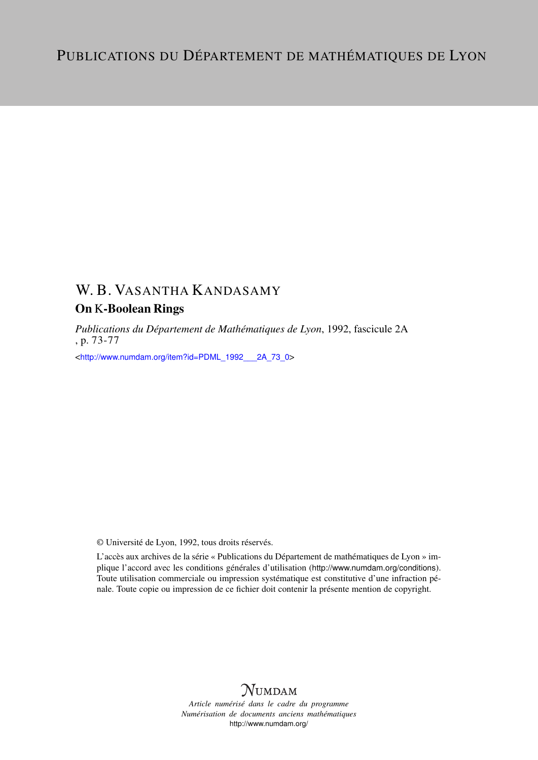PUBLICATIONS DU DÉPARTEMENT DE MATHÉMATIQUES DE LYON

# W. B. VASANTHA KANDASAMY

## On K-Boolean Rings

*Publications du Département de Mathématiques de Lyon*, 1992, fascicule 2A, p. 73-77

<http://www.numdam.org/item?id=PDML_1992___2A_73_0>

© Université de Lyon, 1992, tous droits réservés.

L'accès aux archives de la série « Publications du Département de mathématiques de Lyon » implique l'accord avec les conditions générales d'utilisation (http://www.numdam.org/conditions). Toute utilisation commerciale ou impression systématique est constitutive d'une infraction pénale. Toute copie ou impression de ce fichier doit contenir la présente mention de copyright.

NUMDAM

*Article numérisé dans le cadre du programme Numérisation de documents anciens mathématiques*
http://www.numdam.org/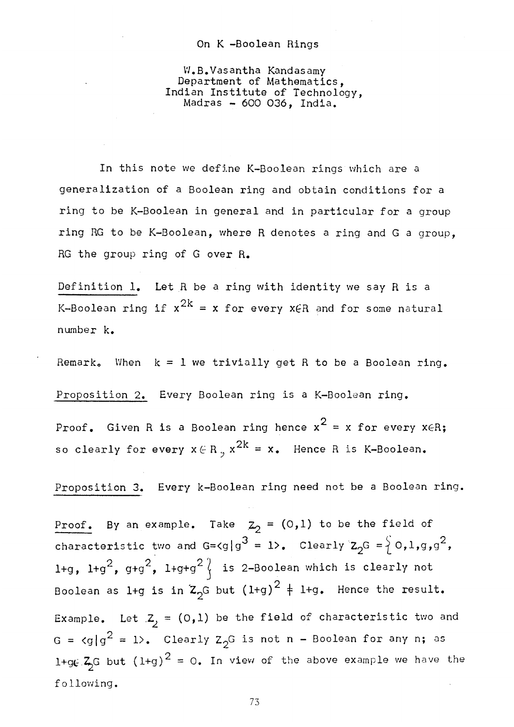# On K -Boolean Rings

W.B.Vasantha Kandasamy
Department of Mathematics,
Indian Institute of Technology,
Madras - 600 036, India.

In this note we define K-Boolean rings which are a generalization of a Boolean ring and obtain conditions for a ring to be K-Boolean in general and in particular for a group ring RG to be K-Boolean, where R denotes a ring and G a group, RG the group ring of G over R.

Definition 1. Let R be a ring with identity we say R is a K-Boolean ring if $x^{2k} = x$ for every $x \in R$ and for some natural number k.

Remark. When $k = 1$ we trivially get R to be a Boolean ring.

Proposition 2. Every Boolean ring is a K-Boolean ring.

Proof. Given R is a Boolean ring hence $x^2 = x$ for every $x \in R$; so clearly for every $x \in R$, $x^{2k} = x$. Hence R is K-Boolean.

Proposition 3. Every k-Boolean ring need not be a Boolean ring.

Proof. By an example. Take $Z_2 = (0,1)$ to be the field of characteristic two and $G = \langle g \mid g^3 = 1 \rangle$. Clearly $Z_2G = \{0, 1, g, g^2, 1+g, 1+g^2, g+g^2, 1+g+g^2\}$ is 2-Boolean which is clearly not Boolean as $1+g$ is in $Z_2G$ but $(1+g)^2 \neq 1+g$. Hence the result.

Example. Let $Z_2 = (0,1)$ be the field of characteristic two and $G = \langle g \mid g^2 = 1 \rangle$. Clearly $Z_2G$ is not n - Boolean for any n; as $1+g \in Z_2G$ but $(1+g)^2 = 0$. In view of the above example we have the following.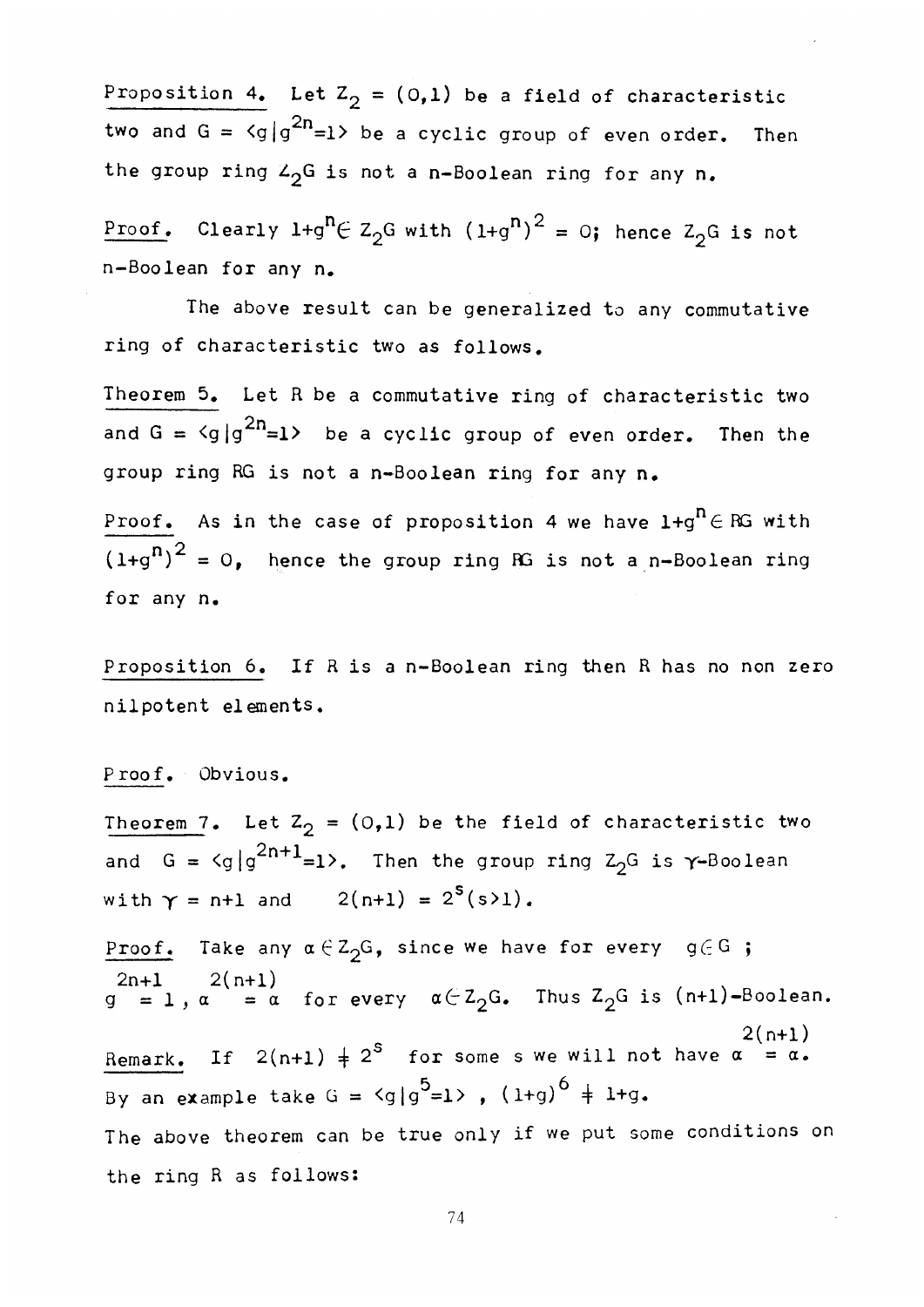<u>Proposition 4.</u> Let $Z_2 = (0,1)$ be a field of characteristic two and $G = \langle g | g^{2n}=1 \rangle$ be a cyclic group of even order. Then the group ring $Z_2G$ is not a n-Boolean ring for any n.

<u>Proof.</u> Clearly $1+g^n \in Z_2G$ with $(1+g^n)^2 = 0$; hence $Z_2G$ is not n-Boolean for any n.

The above result can be generalized to any commutative ring of characteristic two as follows.

<u>Theorem 5.</u> Let R be a commutative ring of characteristic two and $G = \langle g | g^{2n}=1 \rangle$ be a cyclic group of even order. Then the group ring RG is not a n-Boolean ring for any n.

<u>Proof.</u> As in the case of proposition 4 we have $1+g^n \in RG$ with $(1+g^n)^2 = 0$, hence the group ring RG is not a n-Boolean ring for any n.

<u>Proposition 6.</u> If R is a n-Boolean ring then R has no non zero nilpotent elements.

<u>Proof.</u> Obvious.

<u>Theorem 7.</u> Let $Z_2 = (0,1)$ be the field of characteristic two and $G = \langle g | g^{2n+1}=1 \rangle$. Then the group ring $Z_2G$ is $\gamma$-Boolean with $\gamma = n+1$ and $2(n+1) = 2^s (s>1)$.

<u>Proof.</u> Take any $\alpha \in Z_2G$, since we have for every $g \in G$; $g^{2n+1} = 1$, $\alpha^{2(n+1)} = \alpha$ for every $\alpha \in Z_2G$. Thus $Z_2G$ is $(n+1)$-Boolean.

<u>Remark.</u> If $2(n+1) \neq 2^s$ for some s we will not have $\alpha^{2(n+1)} = \alpha$. By an example take $G = \langle g | g^5=1 \rangle$, $(1+g)^6 \neq 1+g$.

The above theorem can be true only if we put some conditions on the ring R as follows: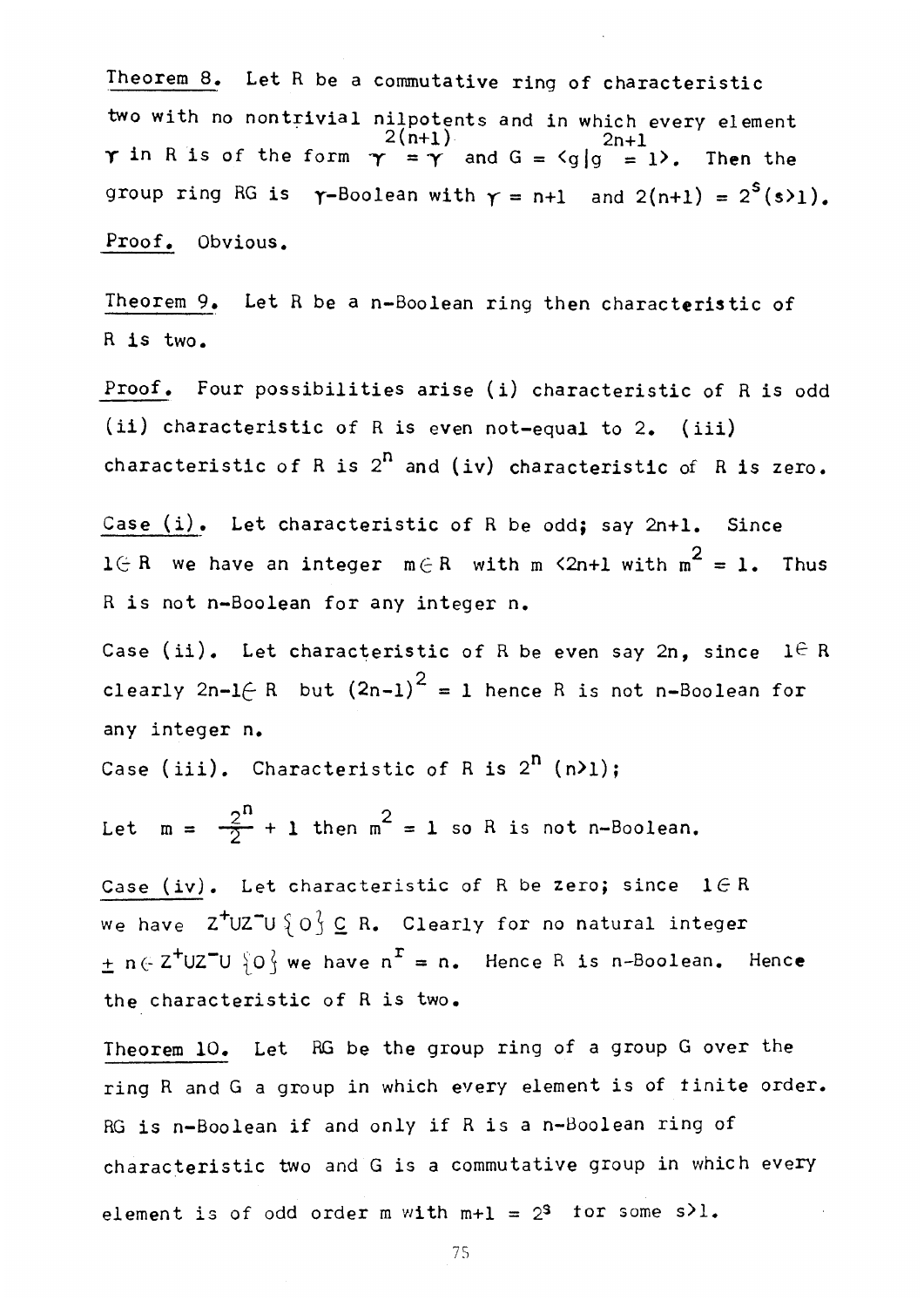Theorem 8. Let R be a commutative ring of characteristic two with no nontrivial nilpotents and in which every element $\gamma$ in R is of the form $\gamma^{2(n+1)} = \gamma$ and $G = \langle g \mid g^{2n+1} = 1 \rangle$. Then the group ring RG is $\gamma$-Boolean with $\gamma = n+1$ and $2(n+1) = 2^s (s>1)$.

Proof. Obvious.

Theorem 9. Let R be a n-Boolean ring then characteristic of R is two.

Proof. Four possibilities arise (i) characteristic of R is odd (ii) characteristic of R is even not-equal to 2. (iii) characteristic of R is $2^n$ and (iv) characteristic of R is zero.

Case (i). Let characteristic of R be odd; say 2n+1. Since $1 \in R$ we have an integer $m \in R$ with $m < 2n+1$ with $m^2 = 1$. Thus R is not n-Boolean for any integer n.

Case (ii). Let characteristic of R be even say 2n, since $1 \in R$ clearly $2n-1 \in R$ but $(2n-1)^2 = 1$ hence R is not n-Boolean for any integer n.

Case (iii). Characteristic of R is $2^n$ $(n>1)$;

Let $m = \frac{2^n}{2} + 1$ then $m^2 = 1$ so R is not n-Boolean.

Case (iv). Let characteristic of R be zero; since $1 \in R$ we have $Z^+ \cup Z^- \cup \{0\} \subseteq R$. Clearly for no natural integer $\pm n \in Z^+ \cup Z^- \cup \{0\}$ we have $n^r = n$. Hence R is n-Boolean. Hence the characteristic of R is two.

Theorem 10. Let RG be the group ring of a group G over the ring R and G a group in which every element is of finite order. RG is n-Boolean if and only if R is a n-Boolean ring of characteristic two and G is a commutative group in which every element is of odd order m with $m+1 = 2^s$ for some $s>1$.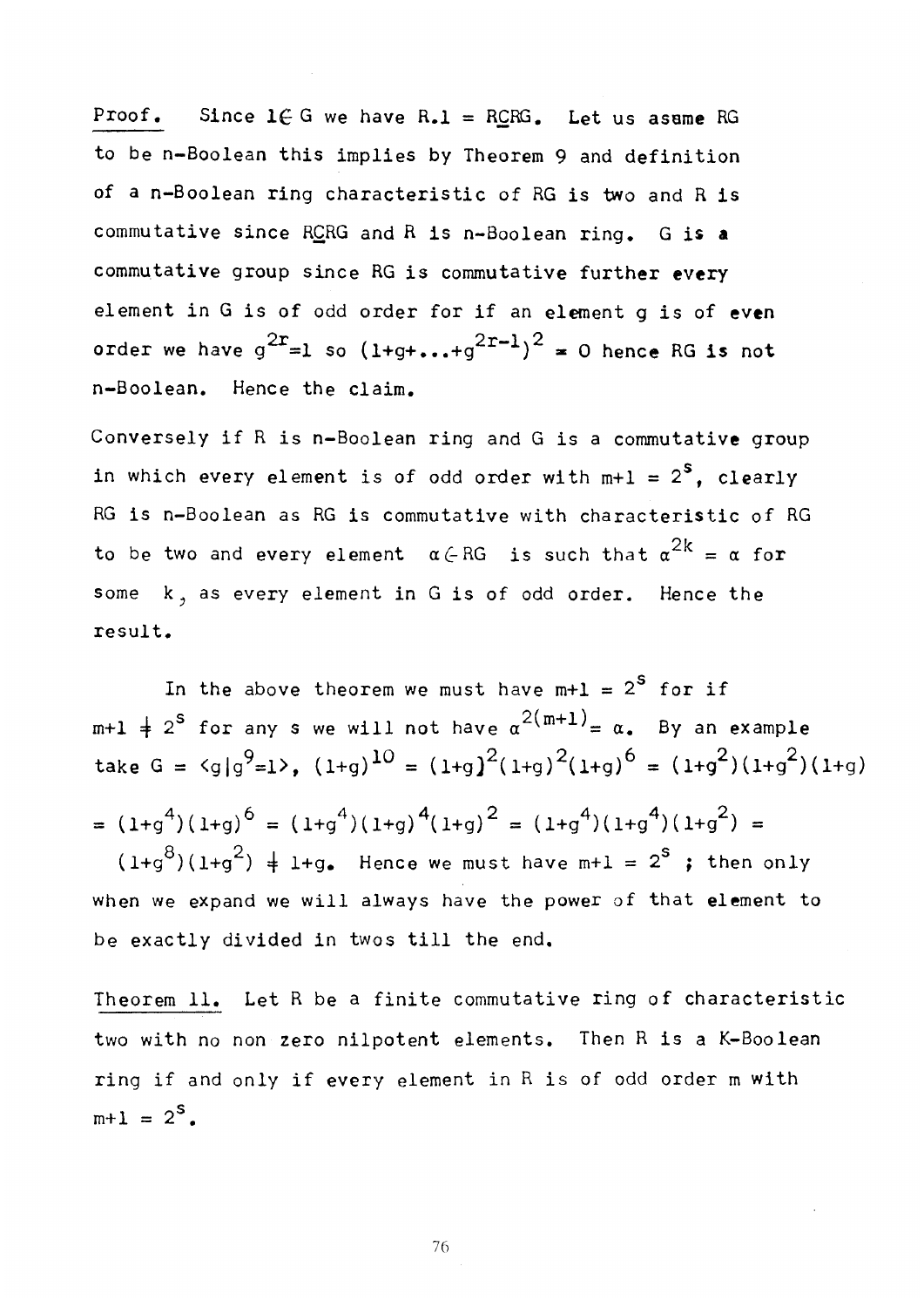Proof. Since $1 \in G$ we have $R.1 = R \subseteq RG$. Let us asume RG to be n-Boolean this implies by Theorem 9 and definition of a n-Boolean ring characteristic of RG is two and R is commutative since $R \subseteq RG$ and R is n-Boolean ring. G is a commutative group since RG is commutative further every element in G is of odd order for if an element g is of even order we have $g^{2r}=1$ so $(1+g+\ldots+g^{2r-1})^2 = 0$ hence RG is not n-Boolean. Hence the claim.

Conversely if R is n-Boolean ring and G is a commutative group in which every element is of odd order with $m+1 = 2^s$, clearly RG is n-Boolean as RG is commutative with characteristic of RG to be two and every element $\alpha \in RG$ is such that $\alpha^{2k} = \alpha$ for some k, as every element in G is of odd order. Hence the result.

In the above theorem we must have $m+1 = 2^s$ for if $m+1 \neq 2^s$ for any s we will not have $\alpha^{2(m+1)} = \alpha$. By an example take $G = \langle g | g^9=1 \rangle$, $(1+g)^{10} = (1+g)^2(1+g)^2(1+g)^6 = (1+g^2)(1+g^2)(1+g)$ $= (1+g^4)(1+g)^6 = (1+g^4)(1+g)^4(1+g)^2 = (1+g^4)(1+g^4)(1+g^2) =$ $(1+g^8)(1+g^2) \neq 1+g$. Hence we must have $m+1 = 2^s$ ; then only when we expand we will always have the power of that element to be exactly divided in twos till the end.

Theorem 11. Let R be a finite commutative ring of characteristic two with no non zero nilpotent elements. Then R is a K-Boolean ring if and only if every element in R is of odd order m with $m+1 = 2^s$.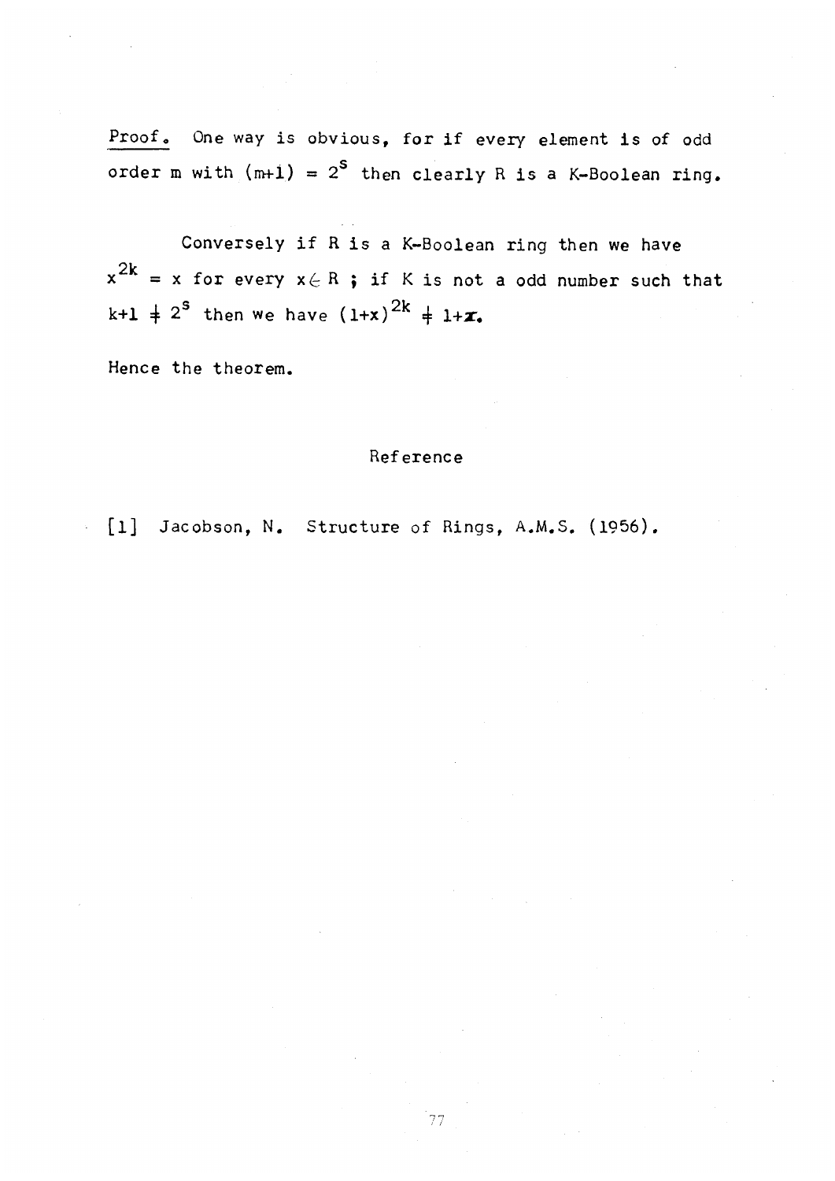Proof. One way is obvious, for if every element is of odd order m with $(m+1) = 2^s$ then clearly R is a K-Boolean ring.

Conversely if R is a K-Boolean ring then we have $x^{2k} = x$ for every $x \in R$ ; if K is not a odd number such that $k+1 \neq 2^s$ then we have $(1+x)^{2k} \neq 1+x$.

Hence the theorem.

## Reference

[1] Jacobson, N. Structure of Rings, A.M.S. (1956).